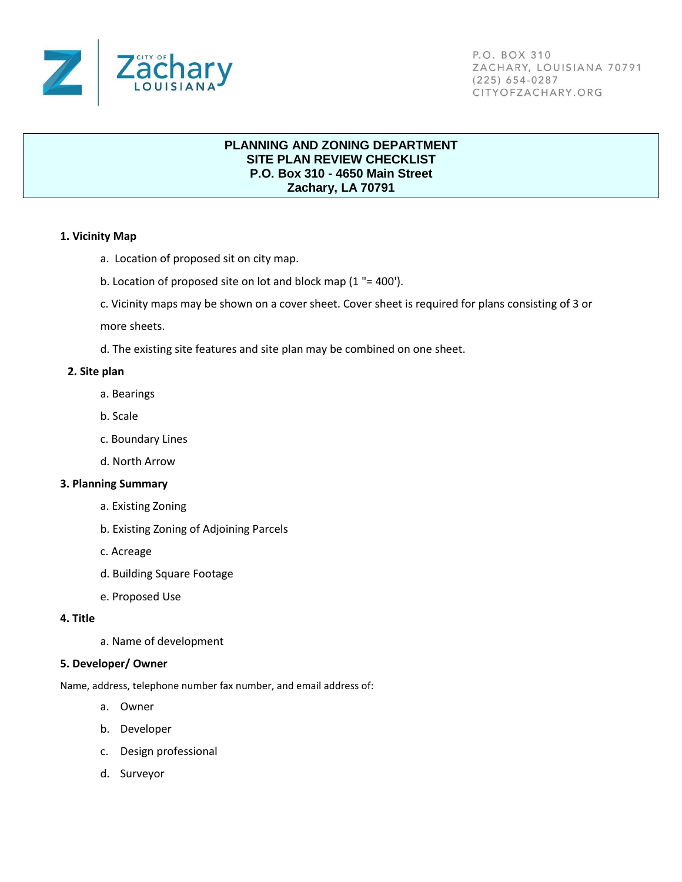City of Zachary Louisiana

P.O. BOX 310
ZACHARY, LOUISIANA 70791
(225) 654-0287
CITYOFZACHARY.ORG

# PLANNING AND ZONING DEPARTMENT
## SITE PLAN REVIEW CHECKLIST
**P.O. Box 310 - 4650 Main Street**
**Zachary, LA 70791**

**1. Vicinity Map**

a. Location of proposed sit on city map.

b. Location of proposed site on lot and block map (1 "= 400').

c. Vicinity maps may be shown on a cover sheet. Cover sheet is required for plans consisting of 3 or more sheets.

d. The existing site features and site plan may be combined on one sheet.

**2. Site plan**

a. Bearings

b. Scale

c. Boundary Lines

d. North Arrow

**3. Planning Summary**

a. Existing Zoning

b. Existing Zoning of Adjoining Parcels

c. Acreage

d. Building Square Footage

e. Proposed Use

**4. Title**

a. Name of development

**5. Developer/ Owner**

Name, address, telephone number fax number, and email address of:

a. Owner

b. Developer

c. Design professional

d. Surveyor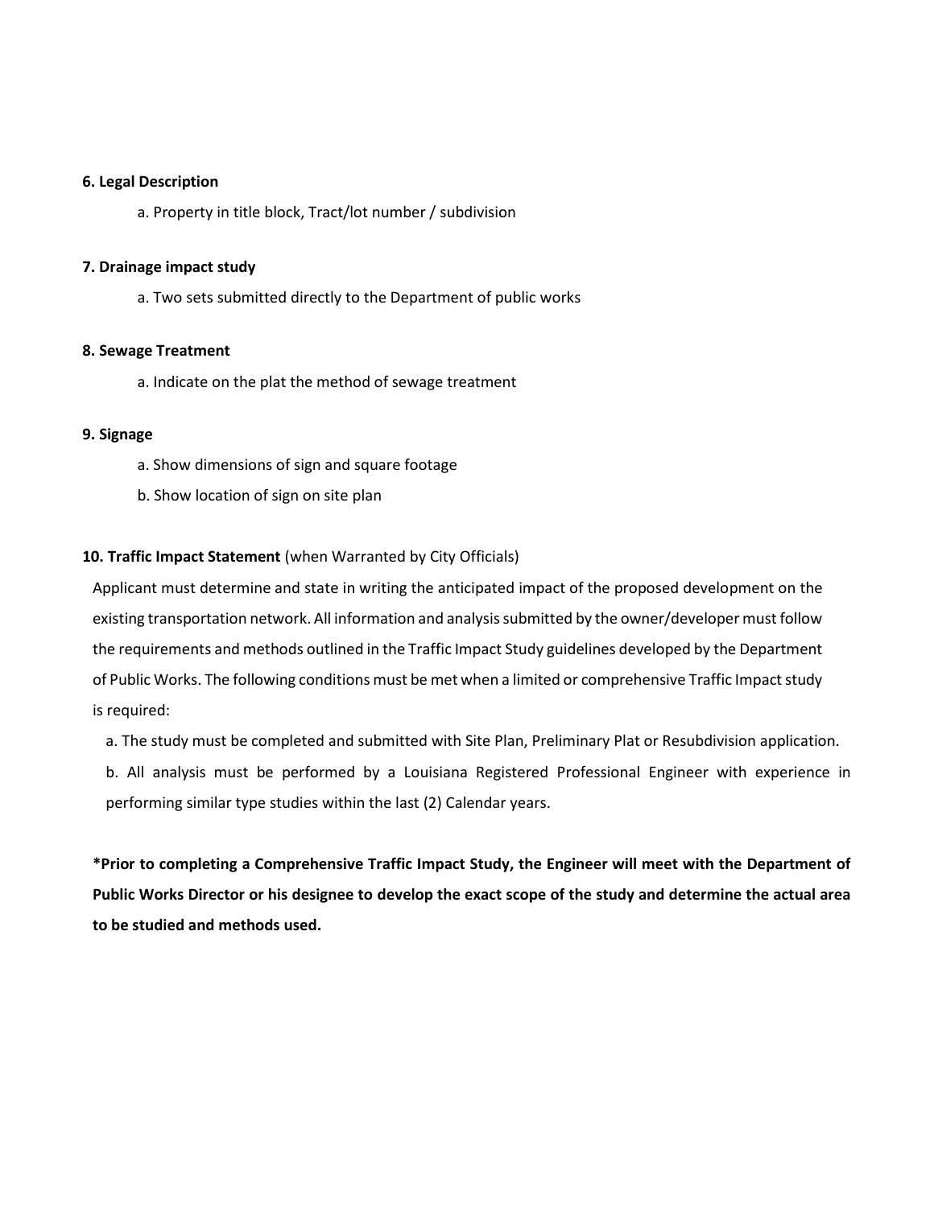**6. Legal Description**

a. Property in title block, Tract/lot number / subdivision

**7. Drainage impact study**

a. Two sets submitted directly to the Department of public works

**8. Sewage Treatment**

a. Indicate on the plat the method of sewage treatment

**9. Signage**

a. Show dimensions of sign and square footage

b. Show location of sign on site plan

**10. Traffic Impact Statement** (when Warranted by City Officials)

Applicant must determine and state in writing the anticipated impact of the proposed development on the existing transportation network. All information and analysis submitted by the owner/developer must follow the requirements and methods outlined in the Traffic Impact Study guidelines developed by the Department of Public Works. The following conditions must be met when a limited or comprehensive Traffic Impact study is required:

a. The study must be completed and submitted with Site Plan, Preliminary Plat or Resubdivision application.

b. All analysis must be performed by a Louisiana Registered Professional Engineer with experience in performing similar type studies within the last (2) Calendar years.

**\*Prior to completing a Comprehensive Traffic Impact Study, the Engineer will meet with the Department of Public Works Director or his designee to develop the exact scope of the study and determine the actual area to be studied and methods used.**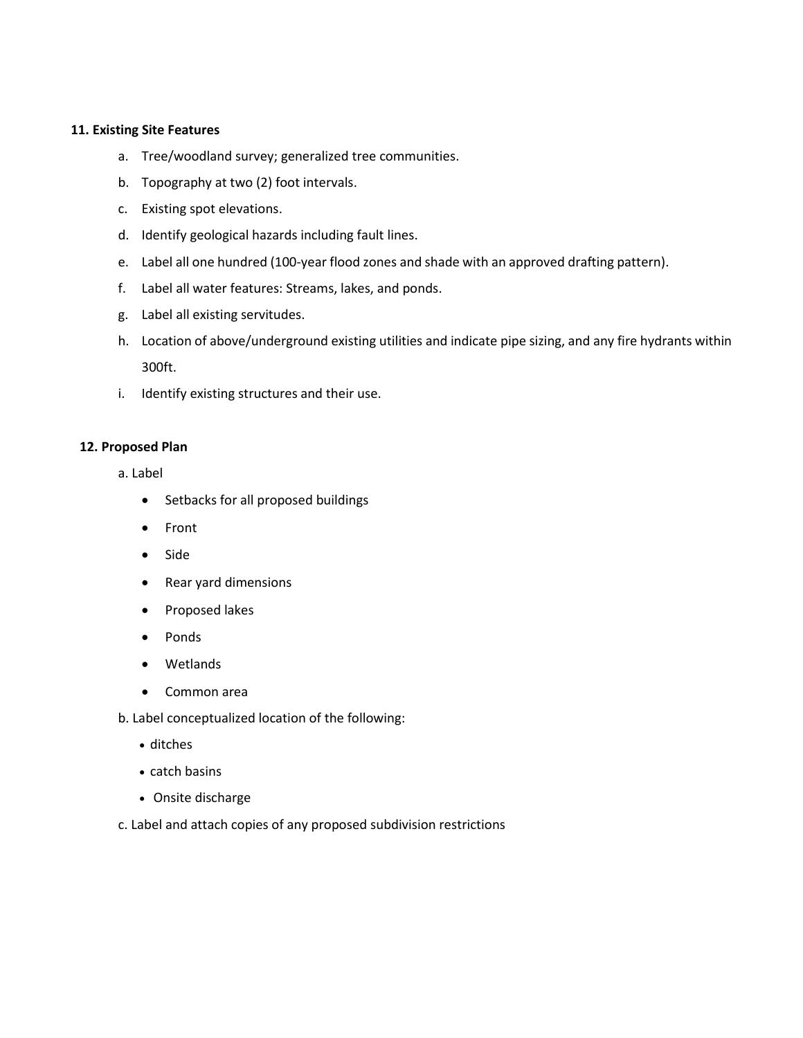**11. Existing Site Features**

a. Tree/woodland survey; generalized tree communities.

b. Topography at two (2) foot intervals.

c. Existing spot elevations.

d. Identify geological hazards including fault lines.

e. Label all one hundred (100-year flood zones and shade with an approved drafting pattern).

f. Label all water features: Streams, lakes, and ponds.

g. Label all existing servitudes.

h. Location of above/underground existing utilities and indicate pipe sizing, and any fire hydrants within 300ft.

i. Identify existing structures and their use.

**12. Proposed Plan**

a. Label

- Setbacks for all proposed buildings
- Front
- Side
- Rear yard dimensions
- Proposed lakes
- Ponds
- Wetlands
- Common area

b. Label conceptualized location of the following:

- ditches
- catch basins
- Onsite discharge

c. Label and attach copies of any proposed subdivision restrictions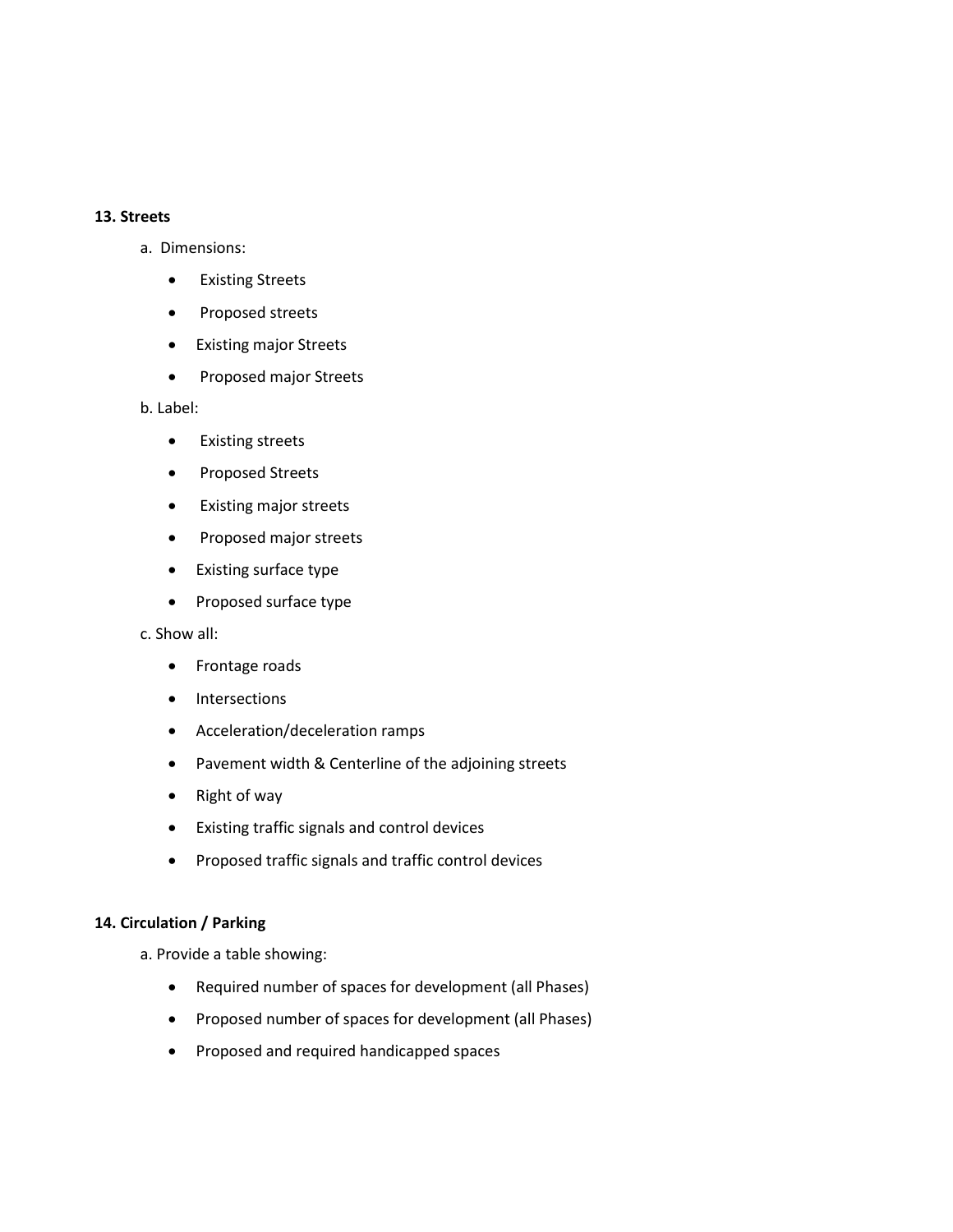**13. Streets**

a. Dimensions:

- Existing Streets
- Proposed streets
- Existing major Streets
- Proposed major Streets

b. Label:

- Existing streets
- Proposed Streets
- Existing major streets
- Proposed major streets
- Existing surface type
- Proposed surface type

c. Show all:

- Frontage roads
- Intersections
- Acceleration/deceleration ramps
- Pavement width & Centerline of the adjoining streets
- Right of way
- Existing traffic signals and control devices
- Proposed traffic signals and traffic control devices

**14. Circulation / Parking**

a. Provide a table showing:

- Required number of spaces for development (all Phases)
- Proposed number of spaces for development (all Phases)
- Proposed and required handicapped spaces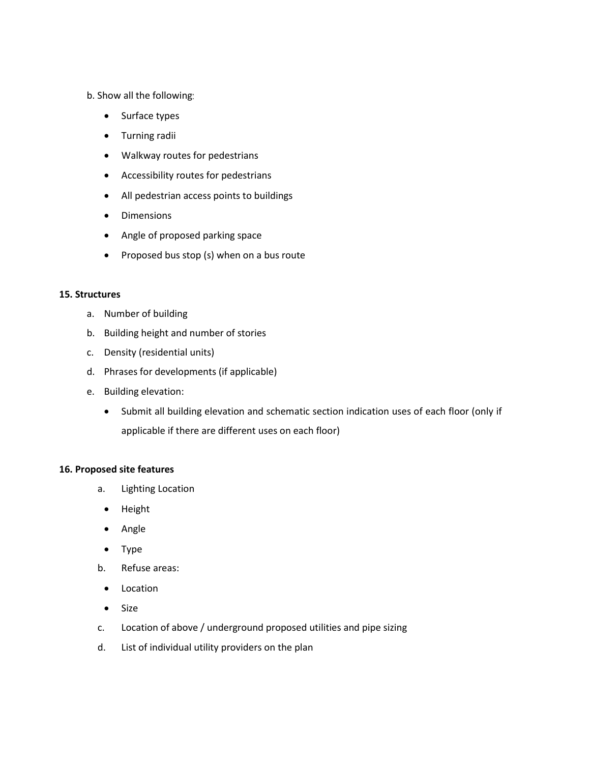b. Show all the following:

- Surface types
- Turning radii
- Walkway routes for pedestrians
- Accessibility routes for pedestrians
- All pedestrian access points to buildings
- Dimensions
- Angle of proposed parking space
- Proposed bus stop (s) when on a bus route

**15. Structures**

a. Number of building
b. Building height and number of stories
c. Density (residential units)
d. Phrases for developments (if applicable)
e. Building elevation:
    - Submit all building elevation and schematic section indication uses of each floor (only if applicable if there are different uses on each floor)

**16. Proposed site features**

a. Lighting Location
    - Height
    - Angle
    - Type

b. Refuse areas:
    - Location
    - Size

c. Location of above / underground proposed utilities and pipe sizing
d. List of individual utility providers on the plan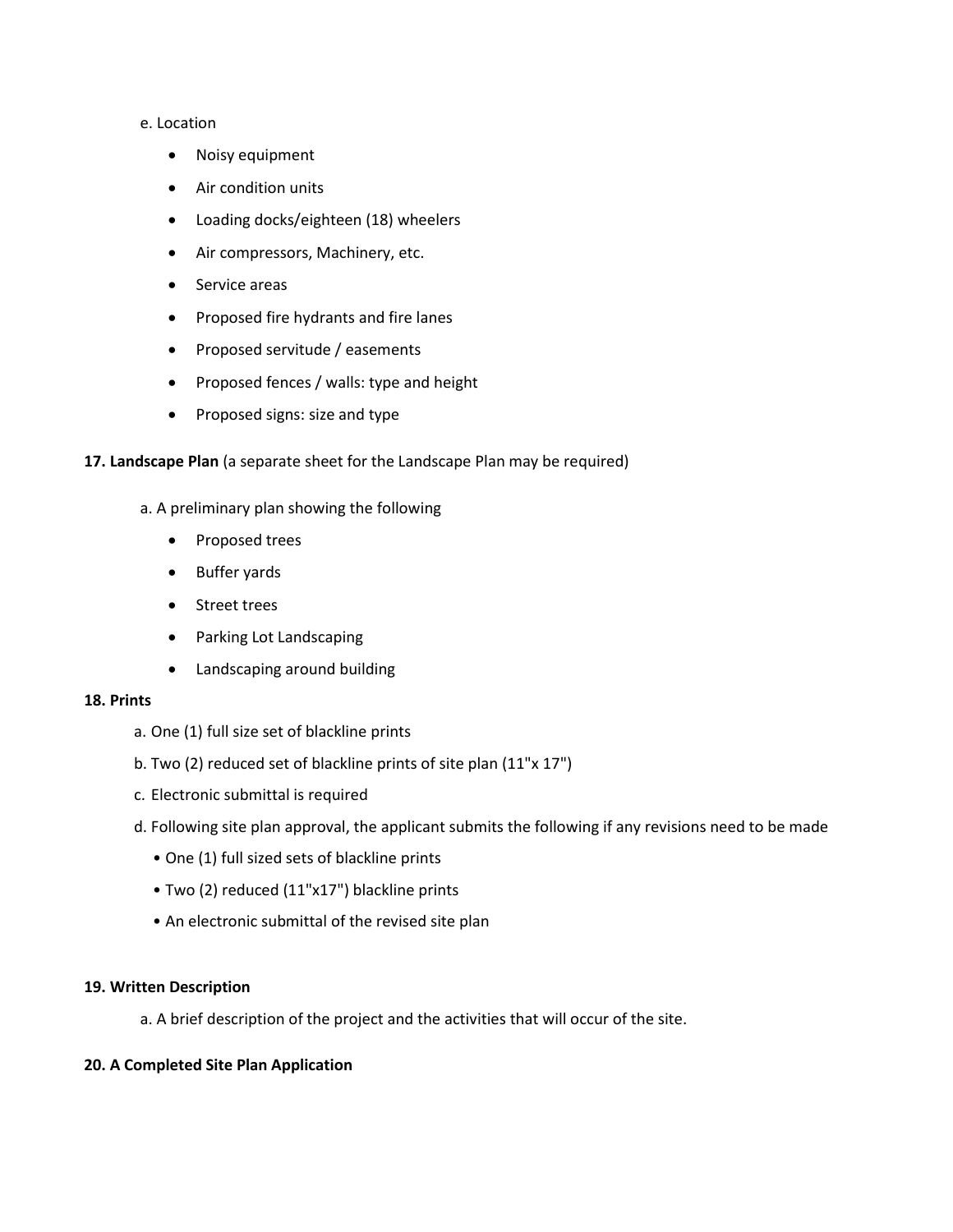e. Location

- Noisy equipment
- Air condition units
- Loading docks/eighteen (18) wheelers
- Air compressors, Machinery, etc.
- Service areas
- Proposed fire hydrants and fire lanes
- Proposed servitude / easements
- Proposed fences / walls: type and height
- Proposed signs: size and type

**17. Landscape Plan** (a separate sheet for the Landscape Plan may be required)

a. A preliminary plan showing the following

- Proposed trees
- Buffer yards
- Street trees
- Parking Lot Landscaping
- Landscaping around building

**18. Prints**

a. One (1) full size set of blackline prints

b. Two (2) reduced set of blackline prints of site plan (11"x 17")

c. Electronic submittal is required

d. Following site plan approval, the applicant submits the following if any revisions need to be made

- One (1) full sized sets of blackline prints
- Two (2) reduced (11"x17") blackline prints
- An electronic submittal of the revised site plan

**19. Written Description**

a. A brief description of the project and the activities that will occur of the site.

**20. A Completed Site Plan Application**